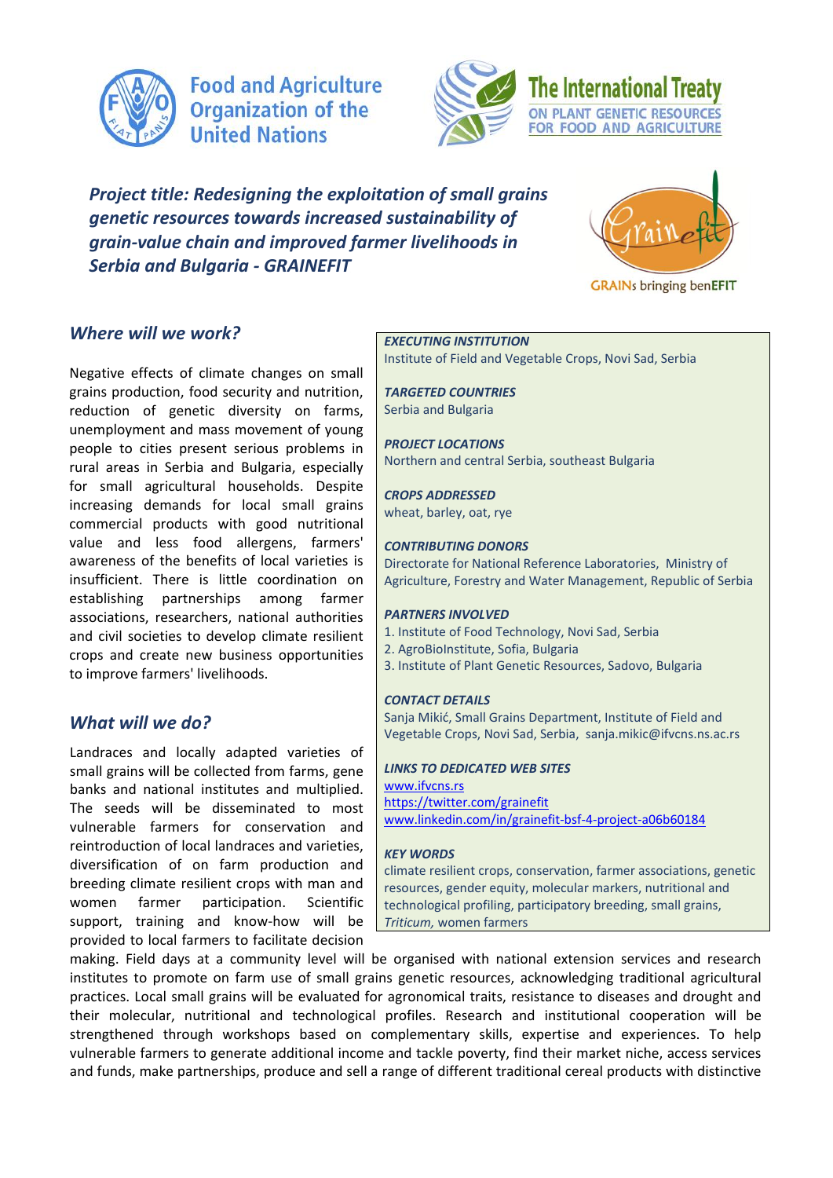Food and Agriculture Organization of the United Nations

The International Treaty ON PLANT GENETIC RESOURCES FOR FOOD AND AGRICULTURE

***Project title: Redesigning the exploitation of small grains genetic resources towards increased sustainability of grain-value chain and improved farmer livelihoods in Serbia and Bulgaria - GRAINEFIT***

GRAINs bringing benEFIT

## *Where will we work?*

Negative effects of climate changes on small grains production, food security and nutrition, reduction of genetic diversity on farms, unemployment and mass movement of young people to cities present serious problems in rural areas in Serbia and Bulgaria, especially for small agricultural households. Despite increasing demands for local small grains commercial products with good nutritional value and less food allergens, farmers' awareness of the benefits of local varieties is insufficient. There is little coordination on establishing partnerships among farmer associations, researchers, national authorities and civil societies to develop climate resilient crops and create new business opportunities to improve farmers' livelihoods.

## *What will we do?*

Landraces and locally adapted varieties of small grains will be collected from farms, gene banks and national institutes and multiplied. The seeds will be disseminated to most vulnerable farmers for conservation and reintroduction of local landraces and varieties, diversification of on farm production and breeding climate resilient crops with man and women farmer participation. Scientific support, training and know-how will be provided to local farmers to facilitate decision making. Field days at a community level will be organised with national extension services and research institutes to promote on farm use of small grains genetic resources, acknowledging traditional agricultural practices. Local small grains will be evaluated for agronomical traits, resistance to diseases and drought and their molecular, nutritional and technological profiles. Research and institutional cooperation will be strengthened through workshops based on complementary skills, expertise and experiences. To help vulnerable farmers to generate additional income and tackle poverty, find their market niche, access services and funds, make partnerships, produce and sell a range of different traditional cereal products with distinctive

***EXECUTING INSTITUTION***
Institute of Field and Vegetable Crops, Novi Sad, Serbia

***TARGETED COUNTRIES***
Serbia and Bulgaria

***PROJECT LOCATIONS***
Northern and central Serbia, southeast Bulgaria

***CROPS ADDRESSED***
wheat, barley, oat, rye

***CONTRIBUTING DONORS***
Directorate for National Reference Laboratories, Ministry of Agriculture, Forestry and Water Management, Republic of Serbia

***PARTNERS INVOLVED***
1. Institute of Food Technology, Novi Sad, Serbia
2. AgroBioInstitute, Sofia, Bulgaria
3. Institute of Plant Genetic Resources, Sadovo, Bulgaria

***CONTACT DETAILS***
Sanja Mikić, Small Grains Department, Institute of Field and Vegetable Crops, Novi Sad, Serbia, sanja.mikic@ifvcns.ns.ac.rs

***LINKS TO DEDICATED WEB SITES***
www.ifvcns.rs
https://twitter.com/grainefit
www.linkedin.com/in/grainefit-bsf-4-project-a06b60184

***KEY WORDS***
climate resilient crops, conservation, farmer associations, genetic resources, gender equity, molecular markers, nutritional and technological profiling, participatory breeding, small grains, *Triticum,* women farmers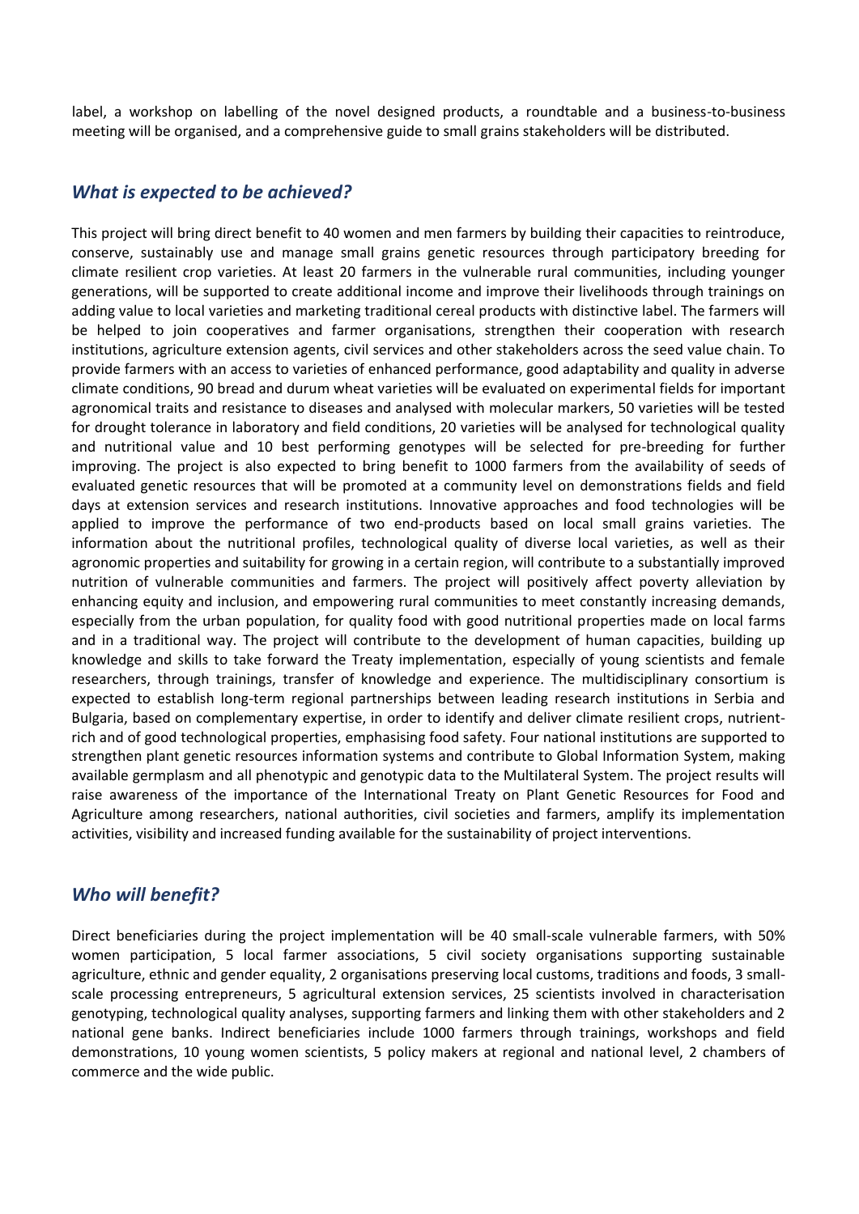label, a workshop on labelling of the novel designed products, a roundtable and a business-to-business meeting will be organised, and a comprehensive guide to small grains stakeholders will be distributed.

## *What is expected to be achieved?*

This project will bring direct benefit to 40 women and men farmers by building their capacities to reintroduce, conserve, sustainably use and manage small grains genetic resources through participatory breeding for climate resilient crop varieties. At least 20 farmers in the vulnerable rural communities, including younger generations, will be supported to create additional income and improve their livelihoods through trainings on adding value to local varieties and marketing traditional cereal products with distinctive label. The farmers will be helped to join cooperatives and farmer organisations, strengthen their cooperation with research institutions, agriculture extension agents, civil services and other stakeholders across the seed value chain. To provide farmers with an access to varieties of enhanced performance, good adaptability and quality in adverse climate conditions, 90 bread and durum wheat varieties will be evaluated on experimental fields for important agronomical traits and resistance to diseases and analysed with molecular markers, 50 varieties will be tested for drought tolerance in laboratory and field conditions, 20 varieties will be analysed for technological quality and nutritional value and 10 best performing genotypes will be selected for pre-breeding for further improving. The project is also expected to bring benefit to 1000 farmers from the availability of seeds of evaluated genetic resources that will be promoted at a community level on demonstrations fields and field days at extension services and research institutions. Innovative approaches and food technologies will be applied to improve the performance of two end-products based on local small grains varieties. The information about the nutritional profiles, technological quality of diverse local varieties, as well as their agronomic properties and suitability for growing in a certain region, will contribute to a substantially improved nutrition of vulnerable communities and farmers. The project will positively affect poverty alleviation by enhancing equity and inclusion, and empowering rural communities to meet constantly increasing demands, especially from the urban population, for quality food with good nutritional properties made on local farms and in a traditional way. The project will contribute to the development of human capacities, building up knowledge and skills to take forward the Treaty implementation, especially of young scientists and female researchers, through trainings, transfer of knowledge and experience. The multidisciplinary consortium is expected to establish long-term regional partnerships between leading research institutions in Serbia and Bulgaria, based on complementary expertise, in order to identify and deliver climate resilient crops, nutrient-rich and of good technological properties, emphasising food safety. Four national institutions are supported to strengthen plant genetic resources information systems and contribute to Global Information System, making available germplasm and all phenotypic and genotypic data to the Multilateral System. The project results will raise awareness of the importance of the International Treaty on Plant Genetic Resources for Food and Agriculture among researchers, national authorities, civil societies and farmers, amplify its implementation activities, visibility and increased funding available for the sustainability of project interventions.

## *Who will benefit?*

Direct beneficiaries during the project implementation will be 40 small-scale vulnerable farmers, with 50% women participation, 5 local farmer associations, 5 civil society organisations supporting sustainable agriculture, ethnic and gender equality, 2 organisations preserving local customs, traditions and foods, 3 small-scale processing entrepreneurs, 5 agricultural extension services, 25 scientists involved in characterisation genotyping, technological quality analyses, supporting farmers and linking them with other stakeholders and 2 national gene banks. Indirect beneficiaries include 1000 farmers through trainings, workshops and field demonstrations, 10 young women scientists, 5 policy makers at regional and national level, 2 chambers of commerce and the wide public.